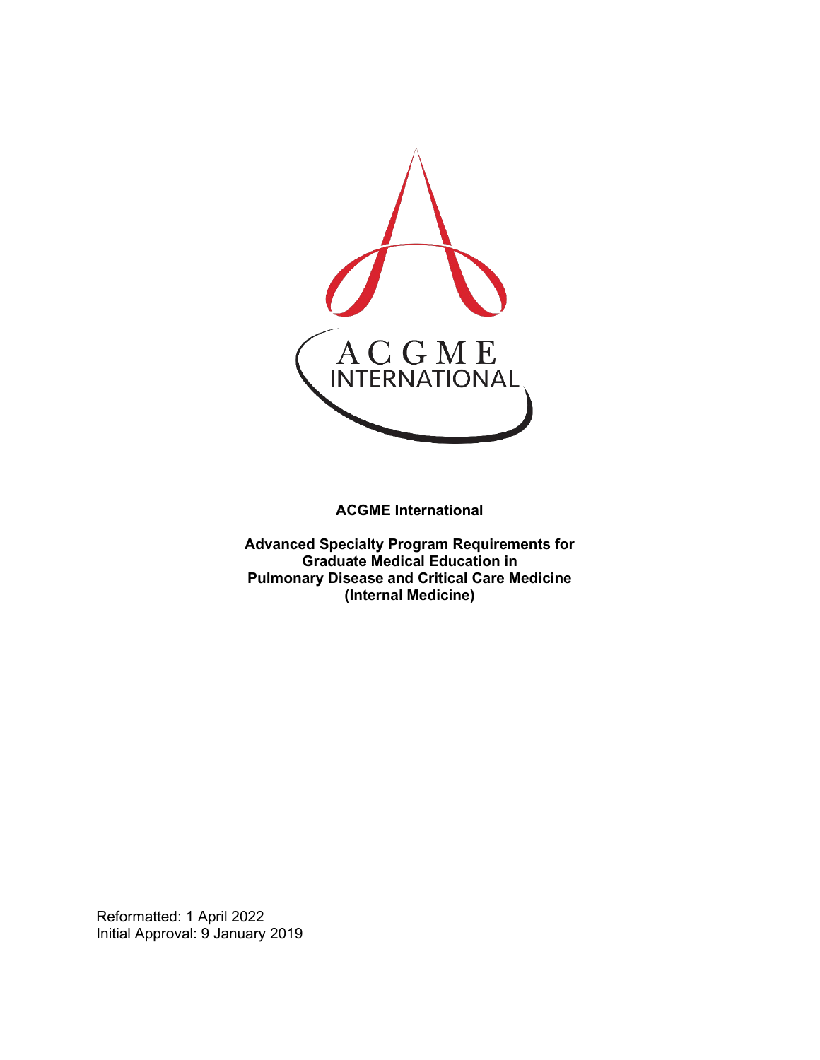**ACGME International**

**Advanced Specialty Program Requirements for Graduate Medical Education in Pulmonary Disease and Critical Care Medicine (Internal Medicine)**

Reformatted: 1 April 2022
Initial Approval: 9 January 2019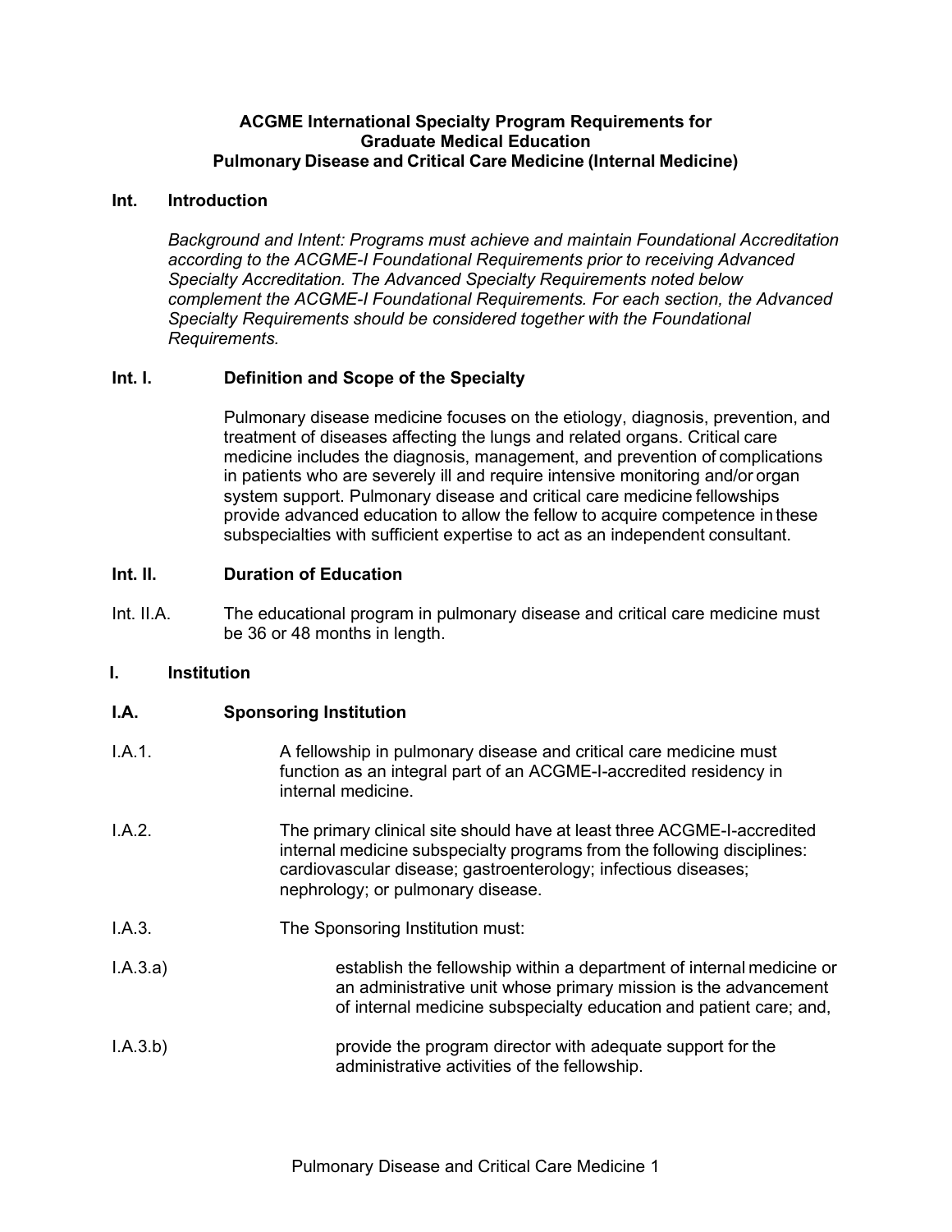**ACGME International Specialty Program Requirements for Graduate Medical Education Pulmonary Disease and Critical Care Medicine (Internal Medicine)**

## Int. Introduction

*Background and Intent: Programs must achieve and maintain Foundational Accreditation according to the ACGME-I Foundational Requirements prior to receiving Advanced Specialty Accreditation. The Advanced Specialty Requirements noted below complement the ACGME-I Foundational Requirements. For each section, the Advanced Specialty Requirements should be considered together with the Foundational Requirements.*

### Int. I. Definition and Scope of the Specialty

Pulmonary disease medicine focuses on the etiology, diagnosis, prevention, and treatment of diseases affecting the lungs and related organs. Critical care medicine includes the diagnosis, management, and prevention of complications in patients who are severely ill and require intensive monitoring and/or organ system support. Pulmonary disease and critical care medicine fellowships provide advanced education to allow the fellow to acquire competence in these subspecialties with sufficient expertise to act as an independent consultant.

### Int. II. Duration of Education

Int. II.A. The educational program in pulmonary disease and critical care medicine must be 36 or 48 months in length.

## I. Institution

### I.A. Sponsoring Institution

I.A.1. A fellowship in pulmonary disease and critical care medicine must function as an integral part of an ACGME-I-accredited residency in internal medicine.

I.A.2. The primary clinical site should have at least three ACGME-I-accredited internal medicine subspecialty programs from the following disciplines: cardiovascular disease; gastroenterology; infectious diseases; nephrology; or pulmonary disease.

I.A.3. The Sponsoring Institution must:

I.A.3.a) establish the fellowship within a department of internal medicine or an administrative unit whose primary mission is the advancement of internal medicine subspecialty education and patient care; and,

I.A.3.b) provide the program director with adequate support for the administrative activities of the fellowship.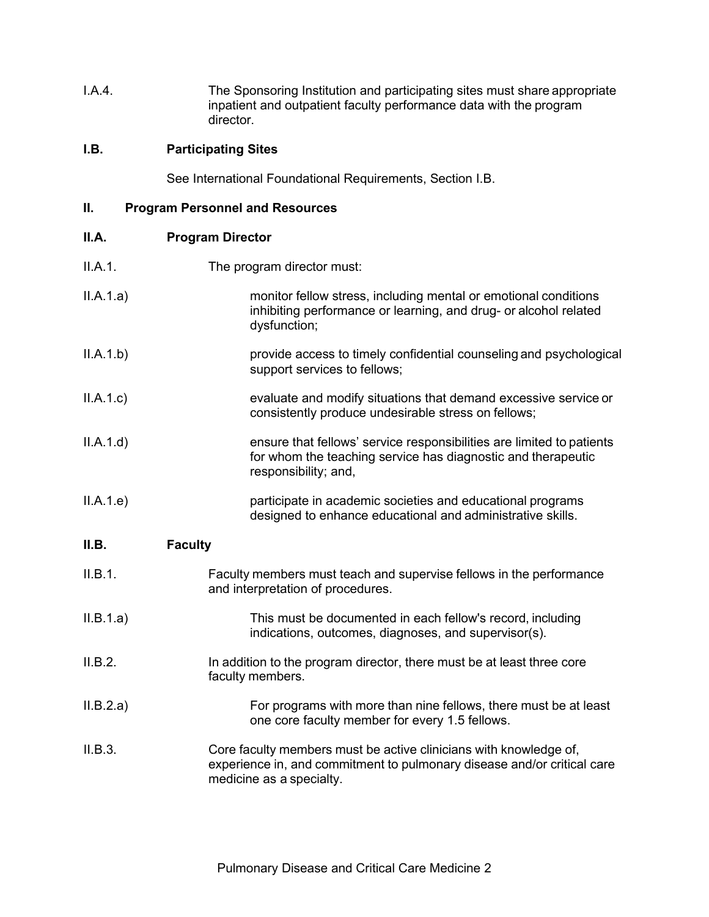I.A.4. The Sponsoring Institution and participating sites must share appropriate inpatient and outpatient faculty performance data with the program director.

**I.B. Participating Sites**

See International Foundational Requirements, Section I.B.

## II. Program Personnel and Resources

**II.A. Program Director**

II.A.1. The program director must:

II.A.1.a) monitor fellow stress, including mental or emotional conditions inhibiting performance or learning, and drug- or alcohol related dysfunction;

II.A.1.b) provide access to timely confidential counseling and psychological support services to fellows;

II.A.1.c) evaluate and modify situations that demand excessive service or consistently produce undesirable stress on fellows;

II.A.1.d) ensure that fellows' service responsibilities are limited to patients for whom the teaching service has diagnostic and therapeutic responsibility; and,

II.A.1.e) participate in academic societies and educational programs designed to enhance educational and administrative skills.

**II.B. Faculty**

II.B.1. Faculty members must teach and supervise fellows in the performance and interpretation of procedures.

II.B.1.a) This must be documented in each fellow's record, including indications, outcomes, diagnoses, and supervisor(s).

II.B.2. In addition to the program director, there must be at least three core faculty members.

II.B.2.a) For programs with more than nine fellows, there must be at least one core faculty member for every 1.5 fellows.

II.B.3. Core faculty members must be active clinicians with knowledge of, experience in, and commitment to pulmonary disease and/or critical care medicine as a specialty.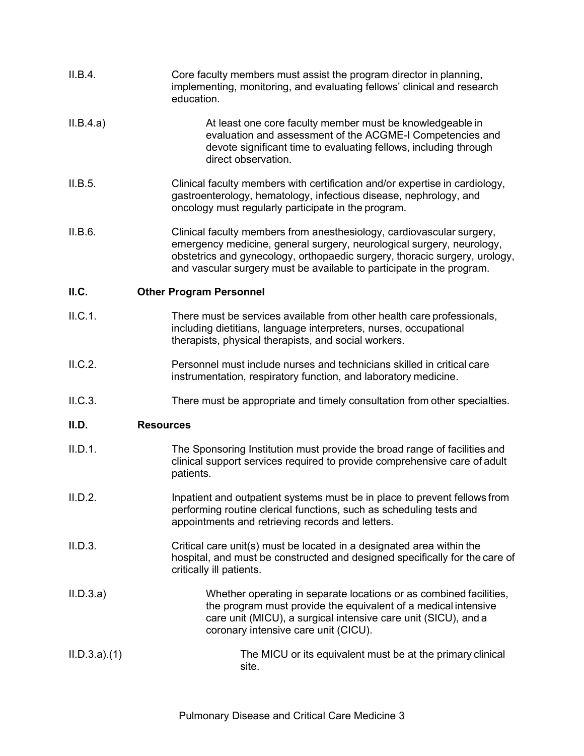II.B.4. Core faculty members must assist the program director in planning, implementing, monitoring, and evaluating fellows' clinical and research education.

II.B.4.a) At least one core faculty member must be knowledgeable in evaluation and assessment of the ACGME-I Competencies and devote significant time to evaluating fellows, including through direct observation.

II.B.5. Clinical faculty members with certification and/or expertise in cardiology, gastroenterology, hematology, infectious disease, nephrology, and oncology must regularly participate in the program.

II.B.6. Clinical faculty members from anesthesiology, cardiovascular surgery, emergency medicine, general surgery, neurological surgery, neurology, obstetrics and gynecology, orthopaedic surgery, thoracic surgery, urology, and vascular surgery must be available to participate in the program.

**II.C. Other Program Personnel**

II.C.1. There must be services available from other health care professionals, including dietitians, language interpreters, nurses, occupational therapists, physical therapists, and social workers.

II.C.2. Personnel must include nurses and technicians skilled in critical care instrumentation, respiratory function, and laboratory medicine.

II.C.3. There must be appropriate and timely consultation from other specialties.

**II.D. Resources**

II.D.1. The Sponsoring Institution must provide the broad range of facilities and clinical support services required to provide comprehensive care of adult patients.

II.D.2. Inpatient and outpatient systems must be in place to prevent fellows from performing routine clerical functions, such as scheduling tests and appointments and retrieving records and letters.

II.D.3. Critical care unit(s) must be located in a designated area within the hospital, and must be constructed and designed specifically for the care of critically ill patients.

II.D.3.a) Whether operating in separate locations or as combined facilities, the program must provide the equivalent of a medical intensive care unit (MICU), a surgical intensive care unit (SICU), and a coronary intensive care unit (CICU).

II.D.3.a).(1) The MICU or its equivalent must be at the primary clinical site.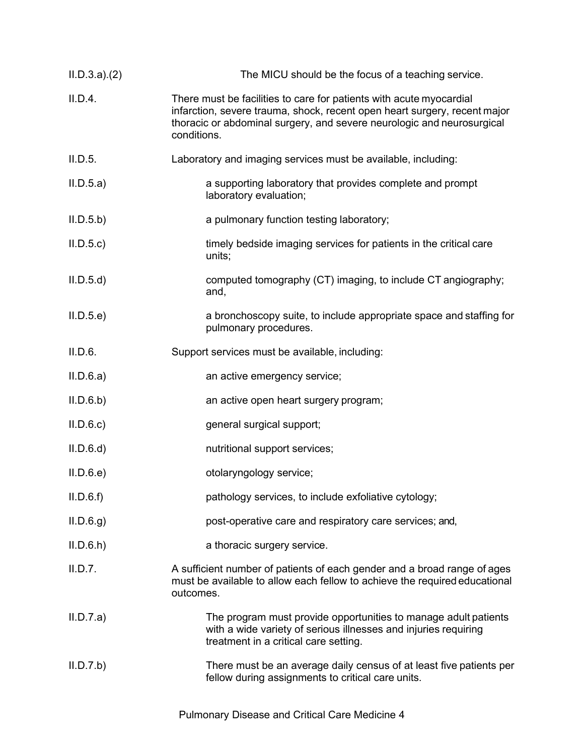II.D.3.a).(2) The MICU should be the focus of a teaching service.

II.D.4. There must be facilities to care for patients with acute myocardial infarction, severe trauma, shock, recent open heart surgery, recent major thoracic or abdominal surgery, and severe neurologic and neurosurgical conditions.

II.D.5. Laboratory and imaging services must be available, including:

II.D.5.a) a supporting laboratory that provides complete and prompt laboratory evaluation;

II.D.5.b) a pulmonary function testing laboratory;

II.D.5.c) timely bedside imaging services for patients in the critical care units;

II.D.5.d) computed tomography (CT) imaging, to include CT angiography; and,

II.D.5.e) a bronchoscopy suite, to include appropriate space and staffing for pulmonary procedures.

II.D.6. Support services must be available, including:

II.D.6.a) an active emergency service;

II.D.6.b) an active open heart surgery program;

II.D.6.c) general surgical support;

II.D.6.d) nutritional support services;

II.D.6.e) otolaryngology service;

II.D.6.f) pathology services, to include exfoliative cytology;

II.D.6.g) post-operative care and respiratory care services; and,

II.D.6.h) a thoracic surgery service.

II.D.7. A sufficient number of patients of each gender and a broad range of ages must be available to allow each fellow to achieve the required educational outcomes.

II.D.7.a) The program must provide opportunities to manage adult patients with a wide variety of serious illnesses and injuries requiring treatment in a critical care setting.

II.D.7.b) There must be an average daily census of at least five patients per fellow during assignments to critical care units.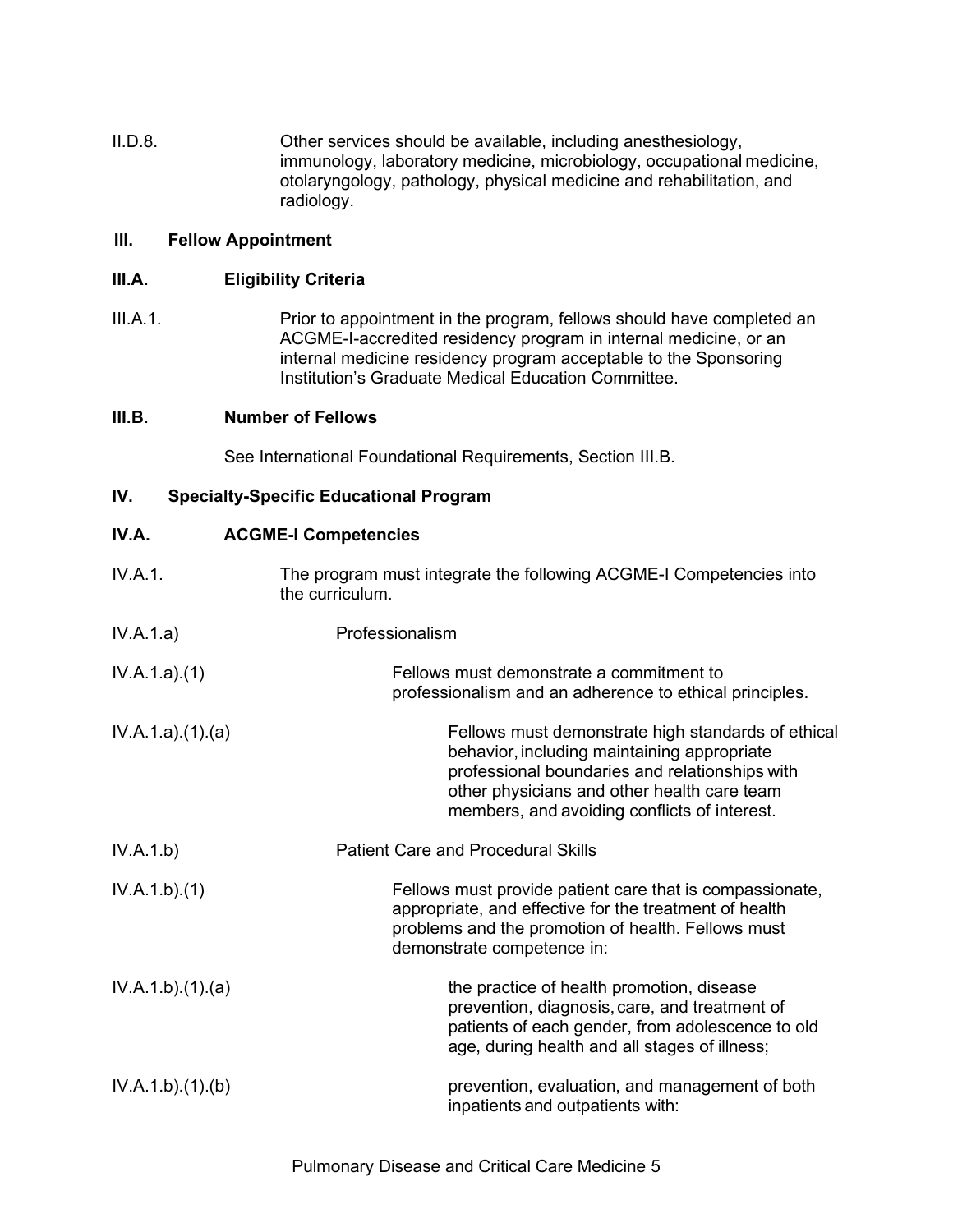II.D.8. Other services should be available, including anesthesiology, immunology, laboratory medicine, microbiology, occupational medicine, otolaryngology, pathology, physical medicine and rehabilitation, and radiology.

## III. Fellow Appointment

### III.A. Eligibility Criteria

III.A.1. Prior to appointment in the program, fellows should have completed an ACGME-I-accredited residency program in internal medicine, or an internal medicine residency program acceptable to the Sponsoring Institution's Graduate Medical Education Committee.

### III.B. Number of Fellows

See International Foundational Requirements, Section III.B.

## IV. Specialty-Specific Educational Program

### IV.A. ACGME-I Competencies

IV.A.1. The program must integrate the following ACGME-I Competencies into the curriculum.

IV.A.1.a) Professionalism

IV.A.1.a).(1) Fellows must demonstrate a commitment to professionalism and an adherence to ethical principles.

IV.A.1.a).(1).(a) Fellows must demonstrate high standards of ethical behavior, including maintaining appropriate professional boundaries and relationships with other physicians and other health care team members, and avoiding conflicts of interest.

IV.A.1.b) Patient Care and Procedural Skills

IV.A.1.b).(1) Fellows must provide patient care that is compassionate, appropriate, and effective for the treatment of health problems and the promotion of health. Fellows must demonstrate competence in:

IV.A.1.b).(1).(a) the practice of health promotion, disease prevention, diagnosis, care, and treatment of patients of each gender, from adolescence to old age, during health and all stages of illness;

IV.A.1.b).(1).(b) prevention, evaluation, and management of both inpatients and outpatients with: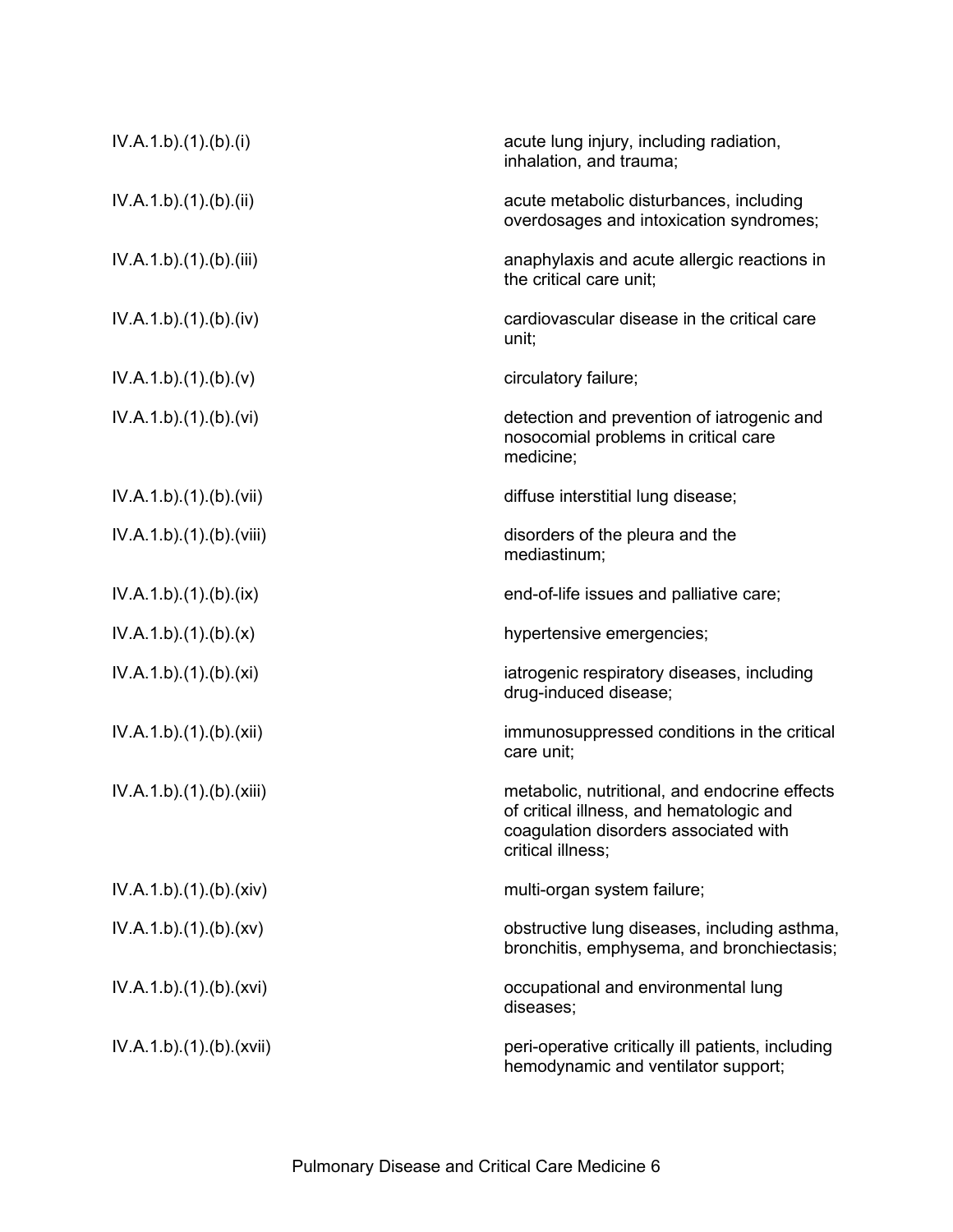| | |
|---|---|
| IV.A.1.b).(1).(b).(i) | acute lung injury, including radiation, inhalation, and trauma; |
| IV.A.1.b).(1).(b).(ii) | acute metabolic disturbances, including overdosages and intoxication syndromes; |
| IV.A.1.b).(1).(b).(iii) | anaphylaxis and acute allergic reactions in the critical care unit; |
| IV.A.1.b).(1).(b).(iv) | cardiovascular disease in the critical care unit; |
| IV.A.1.b).(1).(b).(v) | circulatory failure; |
| IV.A.1.b).(1).(b).(vi) | detection and prevention of iatrogenic and nosocomial problems in critical care medicine; |
| IV.A.1.b).(1).(b).(vii) | diffuse interstitial lung disease; |
| IV.A.1.b).(1).(b).(viii) | disorders of the pleura and the mediastinum; |
| IV.A.1.b).(1).(b).(ix) | end-of-life issues and palliative care; |
| IV.A.1.b).(1).(b).(x) | hypertensive emergencies; |
| IV.A.1.b).(1).(b).(xi) | iatrogenic respiratory diseases, including drug-induced disease; |
| IV.A.1.b).(1).(b).(xii) | immunosuppressed conditions in the critical care unit; |
| IV.A.1.b).(1).(b).(xiii) | metabolic, nutritional, and endocrine effects of critical illness, and hematologic and coagulation disorders associated with critical illness; |
| IV.A.1.b).(1).(b).(xiv) | multi-organ system failure; |
| IV.A.1.b).(1).(b).(xv) | obstructive lung diseases, including asthma, bronchitis, emphysema, and bronchiectasis; |
| IV.A.1.b).(1).(b).(xvi) | occupational and environmental lung diseases; |
| IV.A.1.b).(1).(b).(xvii) | peri-operative critically ill patients, including hemodynamic and ventilator support; |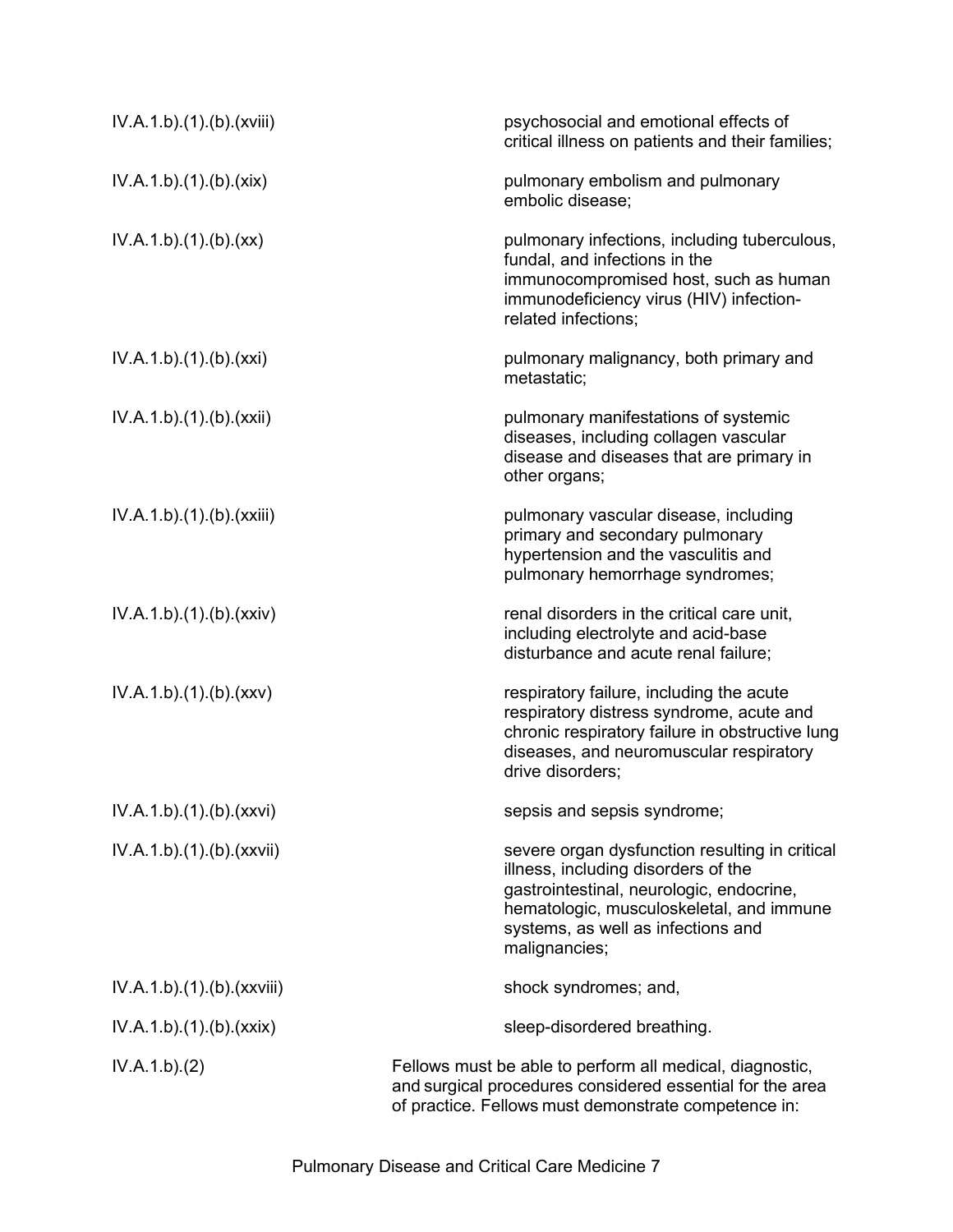| | |
|---|---|
| IV.A.1.b).(1).(b).(xviii) | psychosocial and emotional effects of critical illness on patients and their families; |
| IV.A.1.b).(1).(b).(xix) | pulmonary embolism and pulmonary embolic disease; |
| IV.A.1.b).(1).(b).(xx) | pulmonary infections, including tuberculous, fundal, and infections in the immunocompromised host, such as human immunodeficiency virus (HIV) infection-related infections; |
| IV.A.1.b).(1).(b).(xxi) | pulmonary malignancy, both primary and metastatic; |
| IV.A.1.b).(1).(b).(xxii) | pulmonary manifestations of systemic diseases, including collagen vascular disease and diseases that are primary in other organs; |
| IV.A.1.b).(1).(b).(xxiii) | pulmonary vascular disease, including primary and secondary pulmonary hypertension and the vasculitis and pulmonary hemorrhage syndromes; |
| IV.A.1.b).(1).(b).(xxiv) | renal disorders in the critical care unit, including electrolyte and acid-base disturbance and acute renal failure; |
| IV.A.1.b).(1).(b).(xxv) | respiratory failure, including the acute respiratory distress syndrome, acute and chronic respiratory failure in obstructive lung diseases, and neuromuscular respiratory drive disorders; |
| IV.A.1.b).(1).(b).(xxvi) | sepsis and sepsis syndrome; |
| IV.A.1.b).(1).(b).(xxvii) | severe organ dysfunction resulting in critical illness, including disorders of the gastrointestinal, neurologic, endocrine, hematologic, musculoskeletal, and immune systems, as well as infections and malignancies; |
| IV.A.1.b).(1).(b).(xxviii) | shock syndromes; and, |
| IV.A.1.b).(1).(b).(xxix) | sleep-disordered breathing. |
| IV.A.1.b).(2) | Fellows must be able to perform all medical, diagnostic, and surgical procedures considered essential for the area of practice. Fellows must demonstrate competence in: |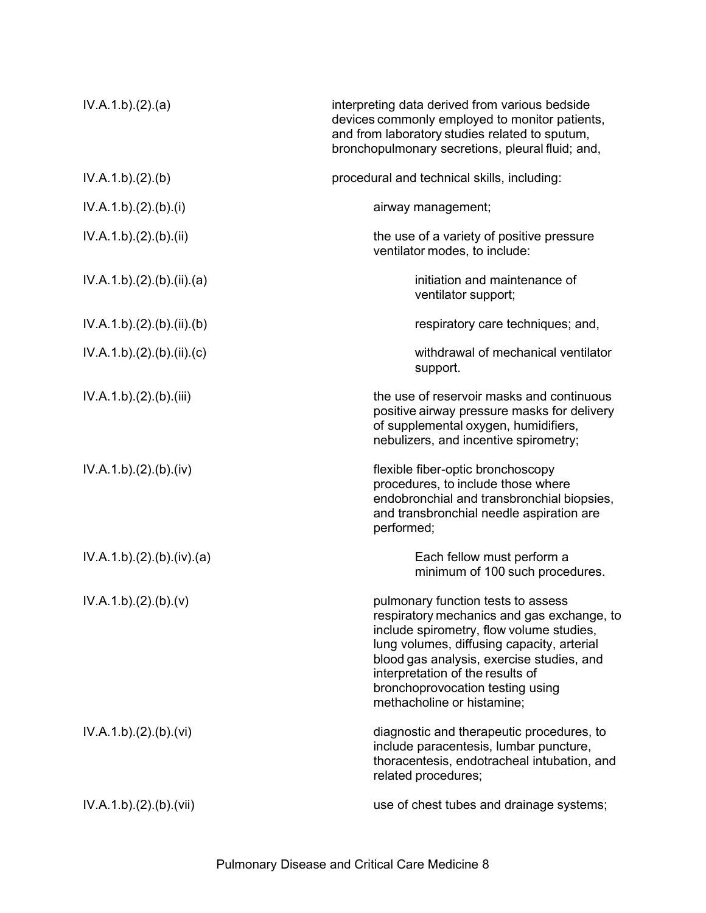| | |
|---|---|
| IV.A.1.b).(2).(a) | interpreting data derived from various bedside devices commonly employed to monitor patients, and from laboratory studies related to sputum, bronchopulmonary secretions, pleural fluid; and, |
| IV.A.1.b).(2).(b) | procedural and technical skills, including: |
| IV.A.1.b).(2).(b).(i) | airway management; |
| IV.A.1.b).(2).(b).(ii) | the use of a variety of positive pressure ventilator modes, to include: |
| IV.A.1.b).(2).(b).(ii).(a) | initiation and maintenance of ventilator support; |
| IV.A.1.b).(2).(b).(ii).(b) | respiratory care techniques; and, |
| IV.A.1.b).(2).(b).(ii).(c) | withdrawal of mechanical ventilator support. |
| IV.A.1.b).(2).(b).(iii) | the use of reservoir masks and continuous positive airway pressure masks for delivery of supplemental oxygen, humidifiers, nebulizers, and incentive spirometry; |
| IV.A.1.b).(2).(b).(iv) | flexible fiber-optic bronchoscopy procedures, to include those where endobronchial and transbronchial biopsies, and transbronchial needle aspiration are performed; |
| IV.A.1.b).(2).(b).(iv).(a) | Each fellow must perform a minimum of 100 such procedures. |
| IV.A.1.b).(2).(b).(v) | pulmonary function tests to assess respiratory mechanics and gas exchange, to include spirometry, flow volume studies, lung volumes, diffusing capacity, arterial blood gas analysis, exercise studies, and interpretation of the results of bronchoprovocation testing using methacholine or histamine; |
| IV.A.1.b).(2).(b).(vi) | diagnostic and therapeutic procedures, to include paracentesis, lumbar puncture, thoracentesis, endotracheal intubation, and related procedures; |
| IV.A.1.b).(2).(b).(vii) | use of chest tubes and drainage systems; |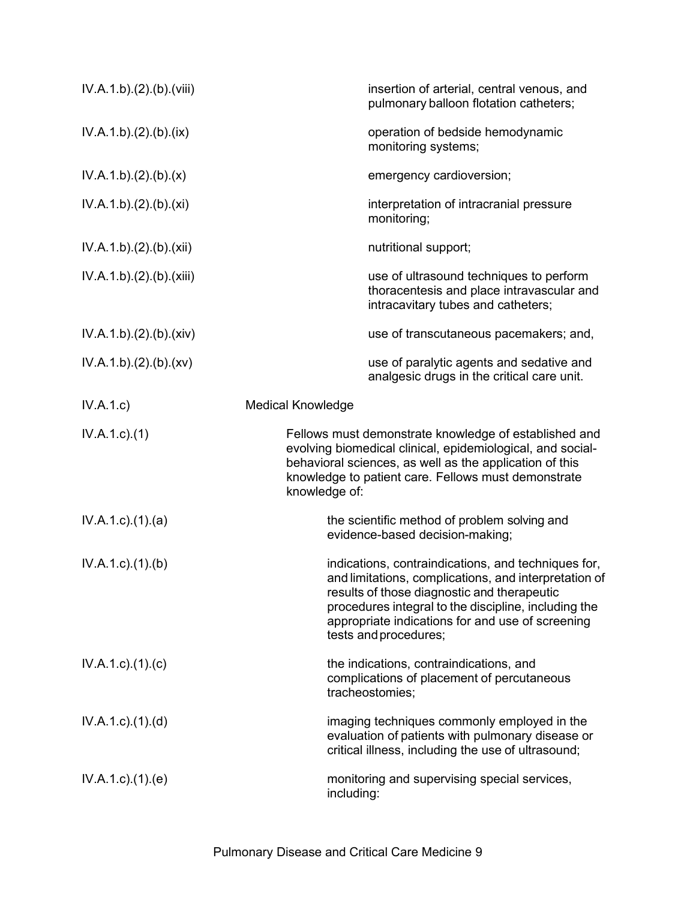| | |
|---|---|
| IV.A.1.b).(2).(b).(viii) | insertion of arterial, central venous, and pulmonary balloon flotation catheters; |
| IV.A.1.b).(2).(b).(ix) | operation of bedside hemodynamic monitoring systems; |
| IV.A.1.b).(2).(b).(x) | emergency cardioversion; |
| IV.A.1.b).(2).(b).(xi) | interpretation of intracranial pressure monitoring; |
| IV.A.1.b).(2).(b).(xii) | nutritional support; |
| IV.A.1.b).(2).(b).(xiii) | use of ultrasound techniques to perform thoracentesis and place intravascular and intracavitary tubes and catheters; |
| IV.A.1.b).(2).(b).(xiv) | use of transcutaneous pacemakers; and, |
| IV.A.1.b).(2).(b).(xv) | use of paralytic agents and sedative and analgesic drugs in the critical care unit. |
| IV.A.1.c) | Medical Knowledge |
| IV.A.1.c).(1) | Fellows must demonstrate knowledge of established and evolving biomedical clinical, epidemiological, and social-behavioral sciences, as well as the application of this knowledge to patient care. Fellows must demonstrate knowledge of: |
| IV.A.1.c).(1).(a) | the scientific method of problem solving and evidence-based decision-making; |
| IV.A.1.c).(1).(b) | indications, contraindications, and techniques for, and limitations, complications, and interpretation of results of those diagnostic and therapeutic procedures integral to the discipline, including the appropriate indications for and use of screening tests and procedures; |
| IV.A.1.c).(1).(c) | the indications, contraindications, and complications of placement of percutaneous tracheostomies; |
| IV.A.1.c).(1).(d) | imaging techniques commonly employed in the evaluation of patients with pulmonary disease or critical illness, including the use of ultrasound; |
| IV.A.1.c).(1).(e) | monitoring and supervising special services, including: |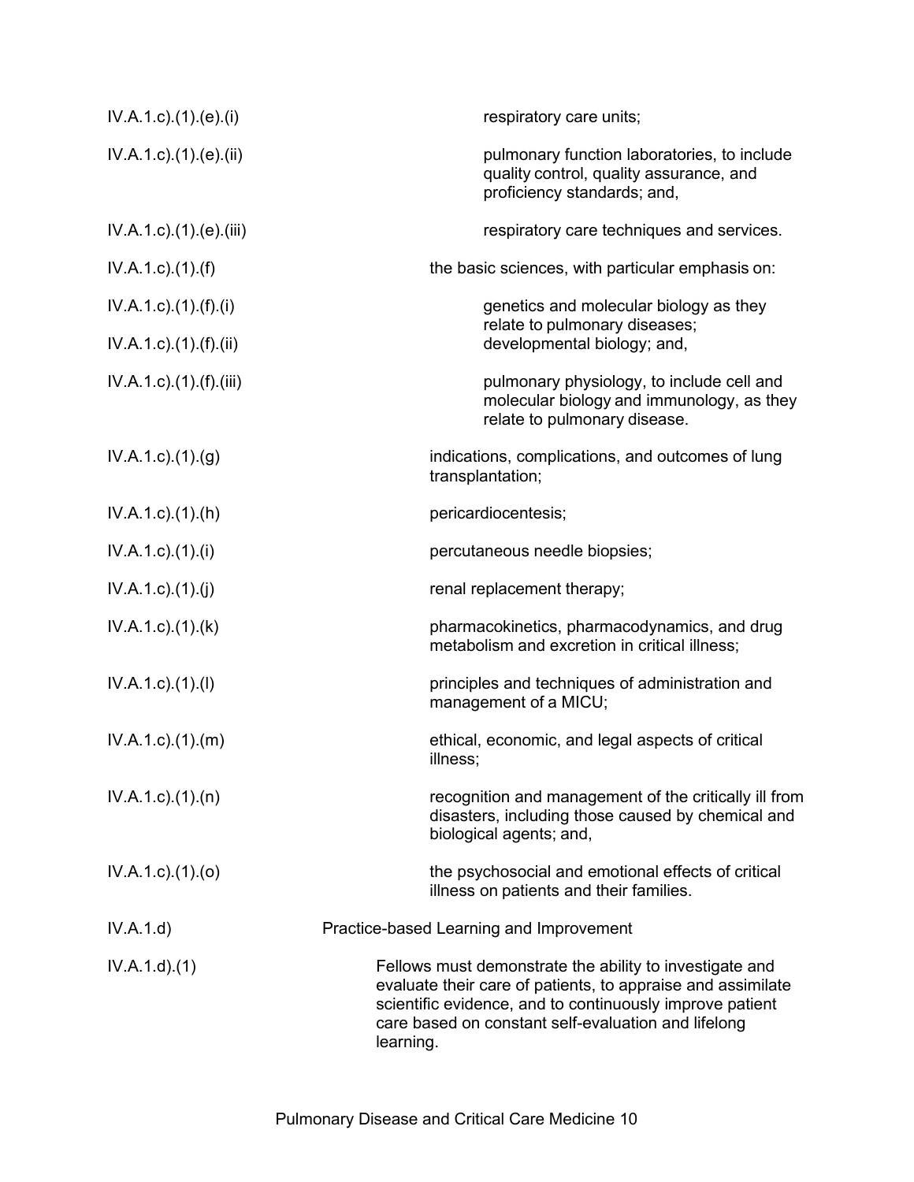IV.A.1.c).(1).(e).(i) respiratory care units;

IV.A.1.c).(1).(e).(ii) pulmonary function laboratories, to include quality control, quality assurance, and proficiency standards; and,

IV.A.1.c).(1).(e).(iii) respiratory care techniques and services.

IV.A.1.c).(1).(f) the basic sciences, with particular emphasis on:

IV.A.1.c).(1).(f).(i) genetics and molecular biology as they relate to pulmonary diseases;

IV.A.1.c).(1).(f).(ii) developmental biology; and,

IV.A.1.c).(1).(f).(iii) pulmonary physiology, to include cell and molecular biology and immunology, as they relate to pulmonary disease.

IV.A.1.c).(1).(g) indications, complications, and outcomes of lung transplantation;

IV.A.1.c).(1).(h) pericardiocentesis;

IV.A.1.c).(1).(i) percutaneous needle biopsies;

IV.A.1.c).(1).(j) renal replacement therapy;

IV.A.1.c).(1).(k) pharmacokinetics, pharmacodynamics, and drug metabolism and excretion in critical illness;

IV.A.1.c).(1).(l) principles and techniques of administration and management of a MICU;

IV.A.1.c).(1).(m) ethical, economic, and legal aspects of critical illness;

IV.A.1.c).(1).(n) recognition and management of the critically ill from disasters, including those caused by chemical and biological agents; and,

IV.A.1.c).(1).(o) the psychosocial and emotional effects of critical illness on patients and their families.

IV.A.1.d) Practice-based Learning and Improvement

IV.A.1.d).(1) Fellows must demonstrate the ability to investigate and evaluate their care of patients, to appraise and assimilate scientific evidence, and to continuously improve patient care based on constant self-evaluation and lifelong learning.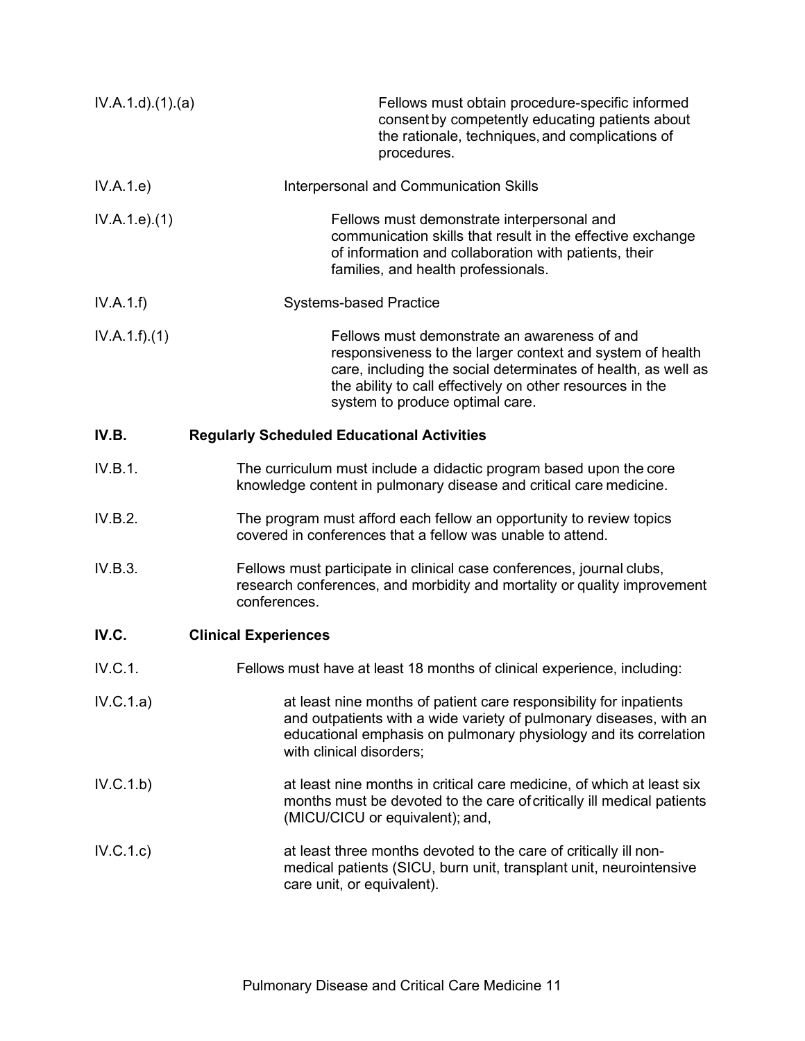IV.A.1.d).(1).(a) Fellows must obtain procedure-specific informed consent by competently educating patients about the rationale, techniques, and complications of procedures.

IV.A.1.e) Interpersonal and Communication Skills

IV.A.1.e).(1) Fellows must demonstrate interpersonal and communication skills that result in the effective exchange of information and collaboration with patients, their families, and health professionals.

IV.A.1.f) Systems-based Practice

IV.A.1.f).(1) Fellows must demonstrate an awareness of and responsiveness to the larger context and system of health care, including the social determinates of health, as well as the ability to call effectively on other resources in the system to produce optimal care.

**IV.B. Regularly Scheduled Educational Activities**

IV.B.1. The curriculum must include a didactic program based upon the core knowledge content in pulmonary disease and critical care medicine.

IV.B.2. The program must afford each fellow an opportunity to review topics covered in conferences that a fellow was unable to attend.

IV.B.3. Fellows must participate in clinical case conferences, journal clubs, research conferences, and morbidity and mortality or quality improvement conferences.

**IV.C. Clinical Experiences**

IV.C.1. Fellows must have at least 18 months of clinical experience, including:

IV.C.1.a) at least nine months of patient care responsibility for inpatients and outpatients with a wide variety of pulmonary diseases, with an educational emphasis on pulmonary physiology and its correlation with clinical disorders;

IV.C.1.b) at least nine months in critical care medicine, of which at least six months must be devoted to the care of critically ill medical patients (MICU/CICU or equivalent); and,

IV.C.1.c) at least three months devoted to the care of critically ill non-medical patients (SICU, burn unit, transplant unit, neurointensive care unit, or equivalent).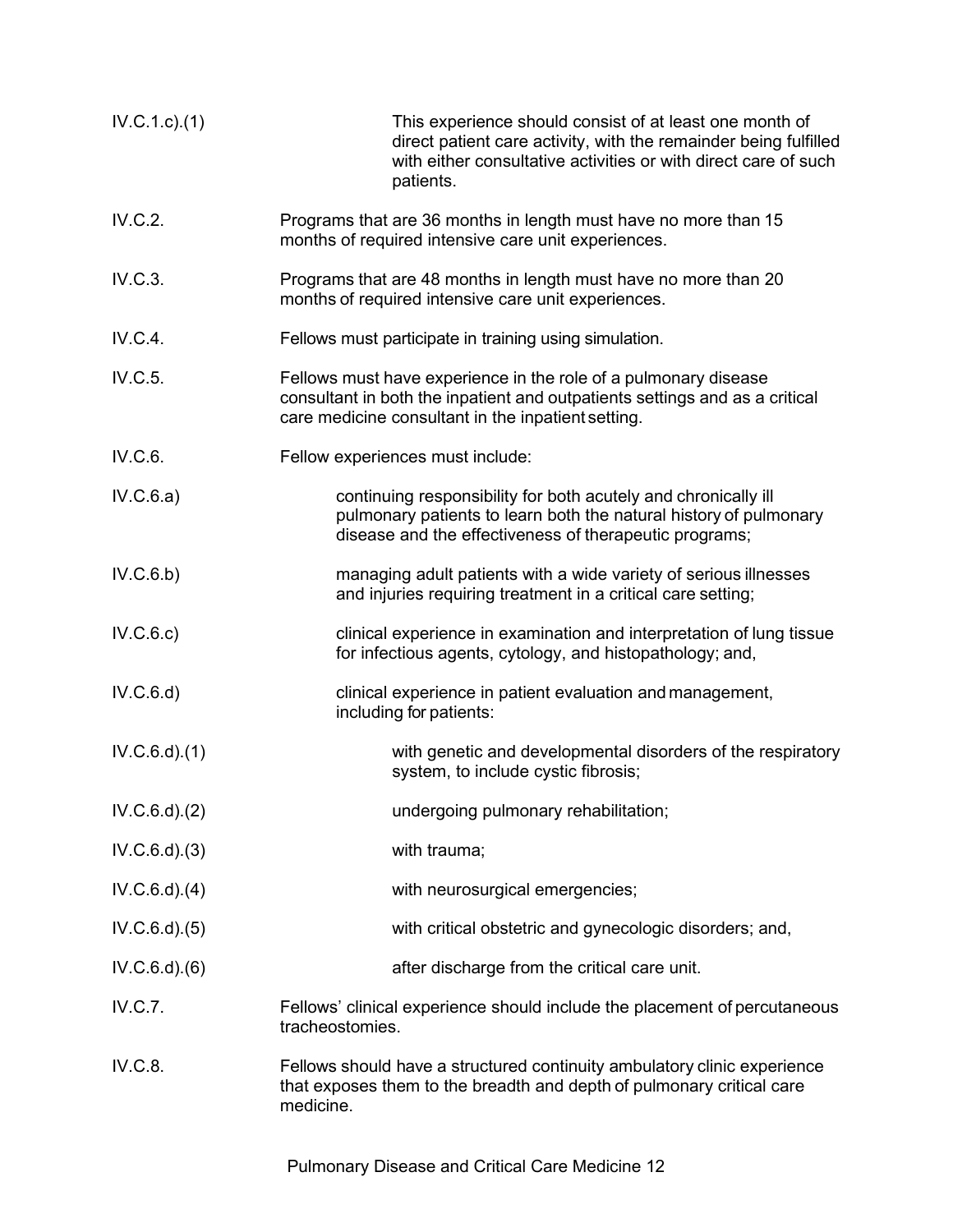| | |
|---|---|
| IV.C.1.c).(1) | This experience should consist of at least one month of direct patient care activity, with the remainder being fulfilled with either consultative activities or with direct care of such patients. |
| IV.C.2. | Programs that are 36 months in length must have no more than 15 months of required intensive care unit experiences. |
| IV.C.3. | Programs that are 48 months in length must have no more than 20 months of required intensive care unit experiences. |
| IV.C.4. | Fellows must participate in training using simulation. |
| IV.C.5. | Fellows must have experience in the role of a pulmonary disease consultant in both the inpatient and outpatients settings and as a critical care medicine consultant in the inpatient setting. |
| IV.C.6. | Fellow experiences must include: |
| IV.C.6.a) | continuing responsibility for both acutely and chronically ill pulmonary patients to learn both the natural history of pulmonary disease and the effectiveness of therapeutic programs; |
| IV.C.6.b) | managing adult patients with a wide variety of serious illnesses and injuries requiring treatment in a critical care setting; |
| IV.C.6.c) | clinical experience in examination and interpretation of lung tissue for infectious agents, cytology, and histopathology; and, |
| IV.C.6.d) | clinical experience in patient evaluation and management, including for patients: |
| IV.C.6.d).(1) | with genetic and developmental disorders of the respiratory system, to include cystic fibrosis; |
| IV.C.6.d).(2) | undergoing pulmonary rehabilitation; |
| IV.C.6.d).(3) | with trauma; |
| IV.C.6.d).(4) | with neurosurgical emergencies; |
| IV.C.6.d).(5) | with critical obstetric and gynecologic disorders; and, |
| IV.C.6.d).(6) | after discharge from the critical care unit. |
| IV.C.7. | Fellows' clinical experience should include the placement of percutaneous tracheostomies. |
| IV.C.8. | Fellows should have a structured continuity ambulatory clinic experience that exposes them to the breadth and depth of pulmonary critical care medicine. |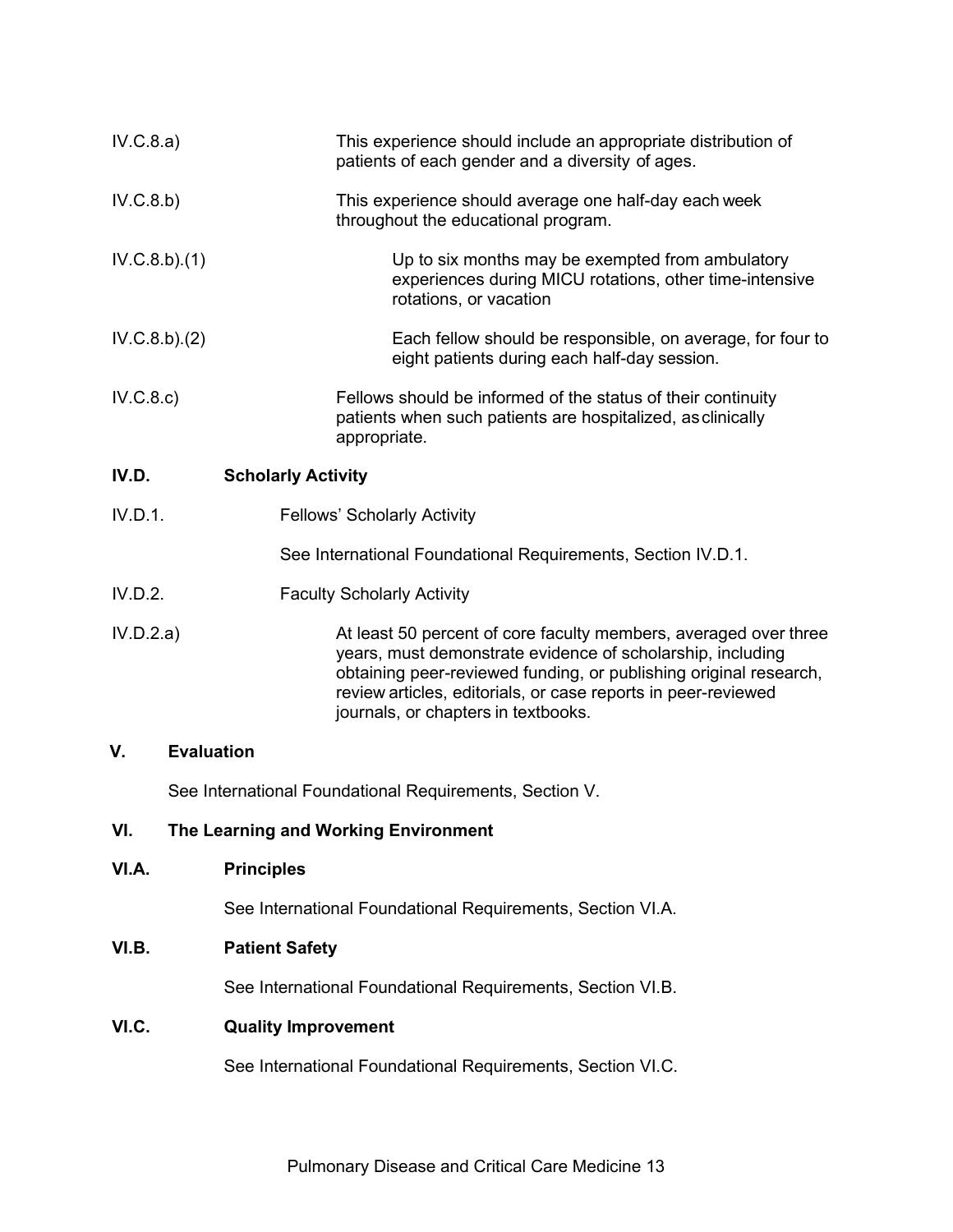IV.C.8.a) This experience should include an appropriate distribution of patients of each gender and a diversity of ages.

IV.C.8.b) This experience should average one half-day each week throughout the educational program.

IV.C.8.b).(1) Up to six months may be exempted from ambulatory experiences during MICU rotations, other time-intensive rotations, or vacation

IV.C.8.b).(2) Each fellow should be responsible, on average, for four to eight patients during each half-day session.

IV.C.8.c) Fellows should be informed of the status of their continuity patients when such patients are hospitalized, as clinically appropriate.

## IV.D. Scholarly Activity

IV.D.1. Fellows' Scholarly Activity

See International Foundational Requirements, Section IV.D.1.

IV.D.2. Faculty Scholarly Activity

IV.D.2.a) At least 50 percent of core faculty members, averaged over three years, must demonstrate evidence of scholarship, including obtaining peer-reviewed funding, or publishing original research, review articles, editorials, or case reports in peer-reviewed journals, or chapters in textbooks.

# V. Evaluation

See International Foundational Requirements, Section V.

# VI. The Learning and Working Environment

## VI.A. Principles

See International Foundational Requirements, Section VI.A.

## VI.B. Patient Safety

See International Foundational Requirements, Section VI.B.

## VI.C. Quality Improvement

See International Foundational Requirements, Section VI.C.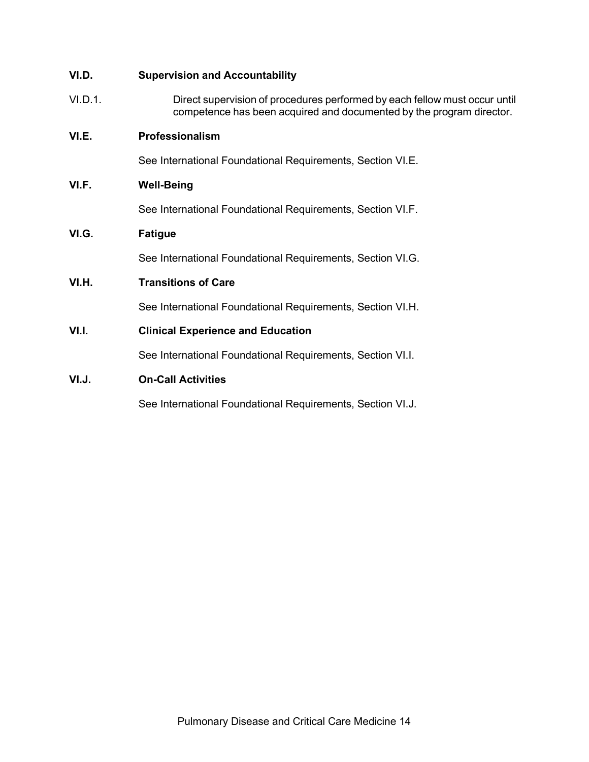**VI.D. Supervision and Accountability**

VI.D.1. Direct supervision of procedures performed by each fellow must occur until competence has been acquired and documented by the program director.

**VI.E. Professionalism**

See International Foundational Requirements, Section VI.E.

**VI.F. Well-Being**

See International Foundational Requirements, Section VI.F.

**VI.G. Fatigue**

See International Foundational Requirements, Section VI.G.

**VI.H. Transitions of Care**

See International Foundational Requirements, Section VI.H.

**VI.I. Clinical Experience and Education**

See International Foundational Requirements, Section VI.I.

**VI.J. On-Call Activities**

See International Foundational Requirements, Section VI.J.